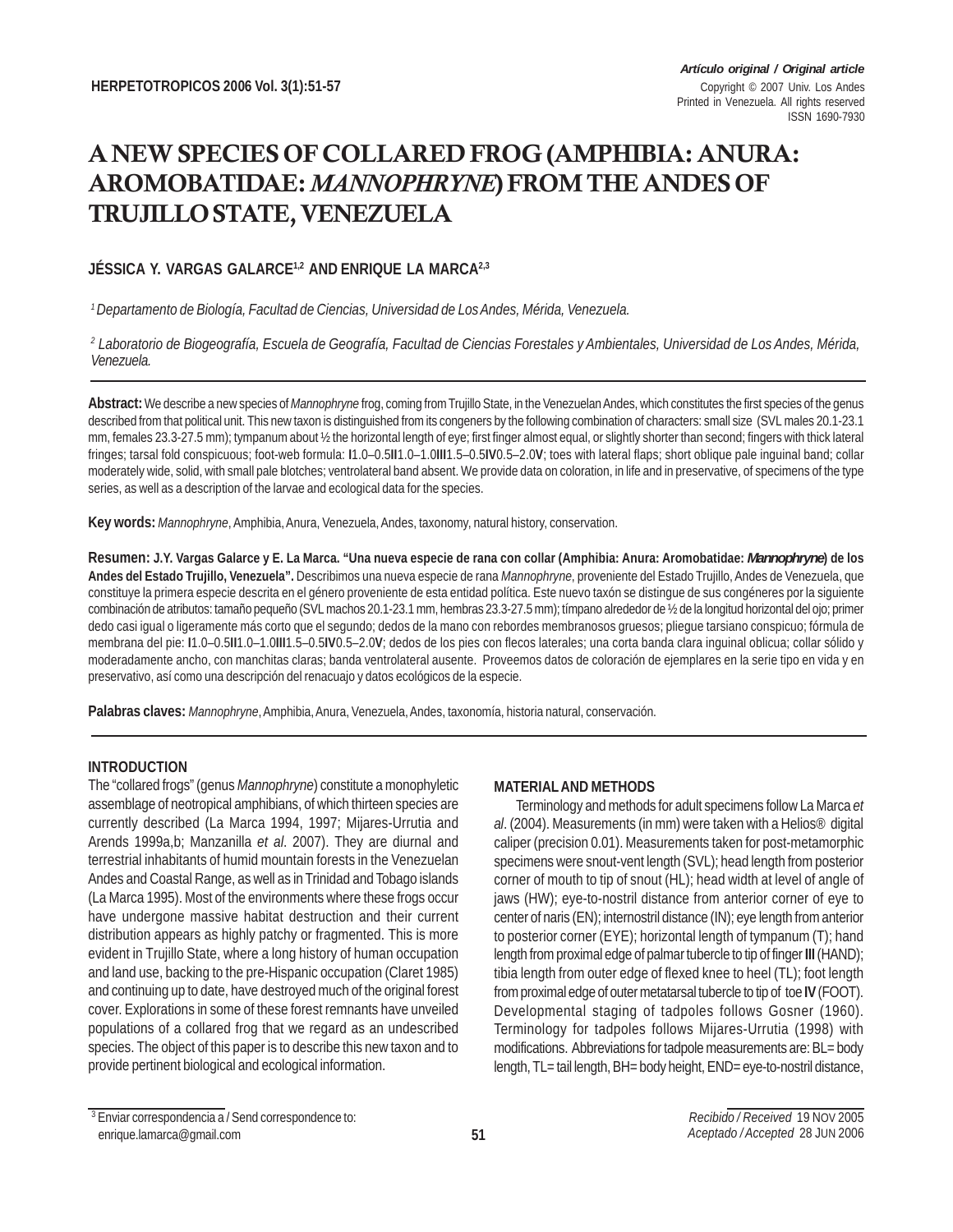*Artículo original / Original article*

# A NEW SPECIES OF COLLARED FROG (AMPHIBIA: ANURA: AROMOBATIDAE: *MANNOPHRYNE*) FROM THE ANDES OF TRUJILLO STATE, VENEZUELA

**JÉSSICA Y. VARGAS GALARCE[1,2] AND ENRIQUE LA MARCA[2,3]**

[1] *Departamento de Biología, Facultad de Ciencias, Universidad de Los Andes, Mérida, Venezuela.*

[2] *Laboratorio de Biogeografía, Escuela de Geografía, Facultad de Ciencias Forestales y Ambientales, Universidad de Los Andes, Mérida, Venezuela.*

---

**Abstract:** We describe a new species of *Mannophryne* frog, coming from Trujillo State, in the Venezuelan Andes, which constitutes the first species of the genus described from that political unit. This new taxon is distinguished from its congeners by the following combination of characters: small size (SVL males 20.1-23.1 mm, females 23.3-27.5 mm); tympanum about ½ the horizontal length of eye; first finger almost equal, or slightly shorter than second; fingers with thick lateral fringes; tarsal fold conspicuous; foot-web formula: **I**1.0–0.5**II**1.0–1.0**III**1.5–0.5**IV**0.5–2.0**V**; toes with lateral flaps; short oblique pale inguinal band; collar moderately wide, solid, with small pale blotches; ventrolateral band absent. We provide data on coloration, in life and in preservative, of specimens of the type series, as well as a description of the larvae and ecological data for the species.

**Key words:** *Mannophryne*, Amphibia, Anura, Venezuela, Andes, taxonomy, natural history, conservation.

**Resumen: J.Y. Vargas Galarce y E. La Marca. "Una nueva especie de rana con collar (Amphibia: Anura: Aromobatidae: *Mannophryne*) de los Andes del Estado Trujillo, Venezuela".** Describimos una nueva especie de rana *Mannophryne*, proveniente del Estado Trujillo, Andes de Venezuela, que constituye la primera especie descrita en el género proveniente de esta entidad política. Este nuevo taxón se distingue de sus congéneres por la siguiente combinación de atributos: tamaño pequeño (SVL machos 20.1-23.1 mm, hembras 23.3-27.5 mm); tímpano alrededor de ½ de la longitud horizontal del ojo; primer dedo casi igual o ligeramente más corto que el segundo; dedos de la mano con rebordes membranosos gruesos; pliegue tarsiano conspicuo; fórmula de membrana del pie: **I**1.0–0.5**II**1.0–1.0**III**1.5–0.5**IV**0.5–2.0**V**; dedos de los pies con flecos laterales; una corta banda clara inguinal oblicua; collar sólido y moderadamente ancho, con manchitas claras; banda ventrolateral ausente. Proveemos datos de coloración de ejemplares en la serie tipo en vida y en preservativo, así como una descripción del renacuajo y datos ecológicos de la especie.

**Palabras claves:** *Mannophryne*, Amphibia, Anura, Venezuela, Andes, taxonomía, historia natural, conservación.

---

## INTRODUCTION

The "collared frogs" (genus *Mannophryne*) constitute a monophyletic assemblage of neotropical amphibians, of which thirteen species are currently described (La Marca 1994, 1997; Mijares-Urrutia and Arends 1999a,b; Manzanilla *et al*. 2007). They are diurnal and terrestrial inhabitants of humid mountain forests in the Venezuelan Andes and Coastal Range, as well as in Trinidad and Tobago islands (La Marca 1995). Most of the environments where these frogs occur have undergone massive habitat destruction and their current distribution appears as highly patchy or fragmented. This is more evident in Trujillo State, where a long history of human occupation and land use, backing to the pre-Hispanic occupation (Claret 1985) and continuing up to date, have destroyed much of the original forest cover. Explorations in some of these forest remnants have unveiled populations of a collared frog that we regard as an undescribed species. The object of this paper is to describe this new taxon and to provide pertinent biological and ecological information.

## MATERIAL AND METHODS

Terminology and methods for adult specimens follow La Marca *et al*. (2004). Measurements (in mm) were taken with a Helios® digital caliper (precision 0.01). Measurements taken for post-metamorphic specimens were snout-vent length (SVL); head length from posterior corner of mouth to tip of snout (HL); head width at level of angle of jaws (HW); eye-to-nostril distance from anterior corner of eye to center of naris (EN); internostril distance (IN); eye length from anterior to posterior corner (EYE); horizontal length of tympanum (T); hand length from proximal edge of palmar tubercle to tip of finger **III** (HAND); tibia length from outer edge of flexed knee to heel (TL); foot length from proximal edge of outer metatarsal tubercle to tip of toe **IV** (FOOT). Developmental staging of tadpoles follows Gosner (1960). Terminology for tadpoles follows Mijares-Urrutia (1998) with modifications. Abbreviations for tadpole measurements are: BL= body length, TL= tail length, BH= body height, END= eye-to-nostril distance,

---

[3] Enviar correspondencia a / Send correspondence to: enrique.lamarca@gmail.com

*Recibido / Received* 19 NOV 2005
*Aceptado / Accepted* 28 JUN 2006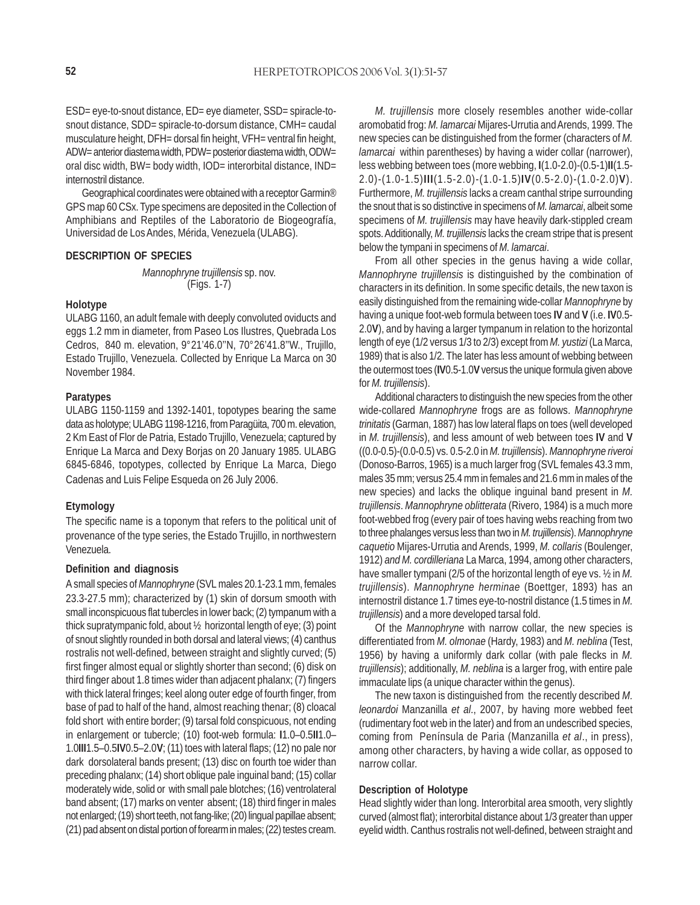ESD= eye-to-snout distance, ED= eye diameter, SSD= spiracle-to-snout distance, SDD= spiracle-to-dorsum distance, CMH= caudal musculature height, DFH= dorsal fin height, VFH= ventral fin height, ADW= anterior diastema width, PDW= posterior diastema width, ODW= oral disc width, BW= body width, IOD= interorbital distance, IND= internostril distance.

Geographical coordinates were obtained with a receptor Garmin® GPS map 60 CSx. Type specimens are deposited in the Collection of Amphibians and Reptiles of the Laboratorio de Biogeografía, Universidad de Los Andes, Mérida, Venezuela (ULABG).

## DESCRIPTION OF SPECIES

*Mannophryne trujillensis* sp. nov.
(Figs. 1-7)

### Holotype

ULABG 1160, an adult female with deeply convoluted oviducts and eggs 1.2 mm in diameter, from Paseo Los Ilustres, Quebrada Los Cedros, 840 m. elevation, 9°21'46.0''N, 70°26'41.8''W., Trujillo, Estado Trujillo, Venezuela. Collected by Enrique La Marca on 30 November 1984.

### Paratypes

ULABG 1150-1159 and 1392-1401, topotypes bearing the same data as holotype; ULABG 1198-1216, from Paragüita, 700 m. elevation, 2 Km East of Flor de Patria, Estado Trujillo, Venezuela; captured by Enrique La Marca and Dexy Borjas on 20 January 1985. ULABG 6845-6846, topotypes, collected by Enrique La Marca, Diego Cadenas and Luis Felipe Esqueda on 26 July 2006.

### Etymology

The specific name is a toponym that refers to the political unit of provenance of the type series, the Estado Trujillo, in northwestern Venezuela.

### Definition and diagnosis

A small species of *Mannophryne* (SVL males 20.1-23.1 mm, females 23.3-27.5 mm); characterized by (1) skin of dorsum smooth with small inconspicuous flat tubercles in lower back; (2) tympanum with a thick supratympanic fold, about ½ horizontal length of eye; (3) point of snout slightly rounded in both dorsal and lateral views; (4) canthus rostralis not well-defined, between straight and slightly curved; (5) first finger almost equal or slightly shorter than second; (6) disk on third finger about 1.8 times wider than adjacent phalanx; (7) fingers with thick lateral fringes; keel along outer edge of fourth finger, from base of pad to half of the hand, almost reaching thenar; (8) cloacal fold short with entire border; (9) tarsal fold conspicuous, not ending in enlargement or tubercle; (10) foot-web formula: **I**1.0–0.5**II**1.0–1.0**III**1.5–0.5**IV**0.5–2.0**V**; (11) toes with lateral flaps; (12) no pale nor dark dorsolateral bands present; (13) disc on fourth toe wider than preceding phalanx; (14) short oblique pale inguinal band; (15) collar moderately wide, solid or with small pale blotches; (16) ventrolateral band absent; (17) marks on venter absent; (18) third finger in males not enlarged; (19) short teeth, not fang-like; (20) lingual papillae absent; (21) pad absent on distal portion of forearm in males; (22) testes cream.

*M. trujillensis* more closely resembles another wide-collar aromobatid frog: *M. lamarcai* Mijares-Urrutia and Arends, 1999. The new species can be distinguished from the former (characters of *M. lamarcai* within parentheses) by having a wider collar (narrower), less webbing between toes (more webbing, **I**(1.0-2.0)-(0.5-1)**II**(1.5-2.0)-(1.0-1.5)**III**(1.5-2.0)-(1.0-1.5)**IV**(0.5-2.0)-(1.0-2.0)**V**). Furthermore, *M. trujillensis* lacks a cream canthal stripe surrounding the snout that is so distinctive in specimens of *M. lamarcai*, albeit some specimens of *M. trujillensis* may have heavily dark-stippled cream spots. Additionally, *M. trujillensis* lacks the cream stripe that is present below the tympani in specimens of *M. lamarcai*.

From all other species in the genus having a wide collar, *Mannophryne trujillensis* is distinguished by the combination of characters in its definition. In some specific details, the new taxon is easily distinguished from the remaining wide-collar *Mannophryne* by having a unique foot-web formula between toes **IV** and **V** (i.e. **IV**0.5-2.0**V**), and by having a larger tympanum in relation to the horizontal length of eye (1/2 versus 1/3 to 2/3) except from *M. yustizi* (La Marca, 1989) that is also 1/2. The later has less amount of webbing between the outermost toes (**IV**0.5-1.0**V** versus the unique formula given above for *M. trujillensis*).

Additional characters to distinguish the new species from the other wide-collared *Mannophryne* frogs are as follows. *Mannophryne trinitatis* (Garman, 1887) has low lateral flaps on toes (well developed in *M. trujillensis*), and less amount of web between toes **IV** and **V** ((0.0-0.5)-(0.0-0.5) vs. 0.5-2.0 in *M. trujillensis*). *Mannophryne riveroi* (Donoso-Barros, 1965) is a much larger frog (SVL females 43.3 mm, males 35 mm; versus 25.4 mm in females and 21.6 mm in males of the new species) and lacks the oblique inguinal band present in *M. trujillensis*. *Mannophryne oblitterata* (Rivero, 1984) is a much more foot-webbed frog (every pair of toes having webs reaching from two to three phalanges versus less than two in *M. trujillensis*). *Mannophryne caquetio* Mijares-Urrutia and Arends, 1999, *M. collaris* (Boulenger, 1912) *and M. cordilleriana* La Marca, 1994, among other characters, have smaller tympani (2/5 of the horizontal length of eye vs. ½ in *M. trujillensis*). *Mannophryne herminae* (Boettger, 1893) has an internostril distance 1.7 times eye-to-nostril distance (1.5 times in *M. trujillensis*) and a more developed tarsal fold.

Of the *Mannophryne* with narrow collar, the new species is differentiated from *M. olmonae* (Hardy, 1983) and *M. neblina* (Test, 1956) by having a uniformly dark collar (with pale flecks in *M. trujillensis*); additionally, *M. neblina* is a larger frog, with entire pale immaculate lips (a unique character within the genus).

The new taxon is distinguished from the recently described *M. leonardoi* Manzanilla *et al*., 2007, by having more webbed feet (rudimentary foot web in the later) and from an undescribed species, coming from Península de Paria (Manzanilla *et al*., in press), among other characters, by having a wide collar, as opposed to narrow collar.

### Description of Holotype

Head slightly wider than long. Interorbital area smooth, very slightly curved (almost flat); interorbital distance about 1/3 greater than upper eyelid width. Canthus rostralis not well-defined, between straight and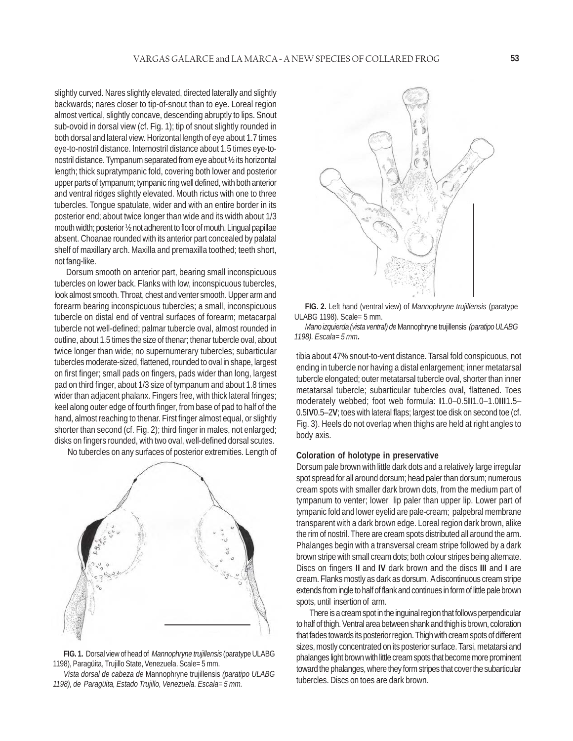slightly curved. Nares slightly elevated, directed laterally and slightly backwards; nares closer to tip-of-snout than to eye. Loreal region almost vertical, slightly concave, descending abruptly to lips. Snout sub-ovoid in dorsal view (cf. Fig. 1); tip of snout slightly rounded in both dorsal and lateral view. Horizontal length of eye about 1.7 times eye-to-nostril distance. Internostril distance about 1.5 times eye-to-nostril distance. Tympanum separated from eye about ½ its horizontal length; thick supratympanic fold, covering both lower and posterior upper parts of tympanum; tympanic ring well defined, with both anterior and ventral ridges slightly elevated. Mouth rictus with one to three tubercles. Tongue spatulate, wider and with an entire border in its posterior end; about twice longer than wide and its width about 1/3 mouth width; posterior ½ not adherent to floor of mouth. Lingual papillae absent. Choanae rounded with its anterior part concealed by palatal shelf of maxillary arch. Maxilla and premaxilla toothed; teeth short, not fang-like.

Dorsum smooth on anterior part, bearing small inconspicuous tubercles on lower back. Flanks with low, inconspicuous tubercles, look almost smooth. Throat, chest and venter smooth. Upper arm and forearm bearing inconspicuous tubercles; a small, inconspicuous tubercle on distal end of ventral surfaces of forearm; metacarpal tubercle not well-defined; palmar tubercle oval, almost rounded in outline, about 1.5 times the size of thenar; thenar tubercle oval, about twice longer than wide; no supernumerary tubercles; subarticular tubercles moderate-sized, flattened, rounded to oval in shape, largest on first finger; small pads on fingers, pads wider than long, largest pad on third finger, about 1/3 size of tympanum and about 1.8 times wider than adjacent phalanx. Fingers free, with thick lateral fringes; keel along outer edge of fourth finger, from base of pad to half of the hand, almost reaching to thenar. First finger almost equal, or slightly shorter than second (cf. Fig. 2); third finger in males, not enlarged; disks on fingers rounded, with two oval, well-defined dorsal scutes.

No tubercles on any surfaces of posterior extremities. Length of tibia about 47% snout-to-vent distance. Tarsal fold conspicuous, not ending in tubercle nor having a distal enlargement; inner metatarsal tubercle elongated; outer metatarsal tubercle oval, shorter than inner metatarsal tubercle; subarticular tubercles oval, flattened. Toes moderately webbed; foot web formula: **I**1.0–0.5**II**1.0–1.0**III**1.5–0.5**IV**0.5–2**V**; toes with lateral flaps; largest toe disk on second toe (cf. Fig. 3). Heels do not overlap when thighs are held at right angles to body axis.

**FIG. 1.** Dorsal view of head of *Mannophryne trujillensis* (paratype ULABG 1198), Paragüita, Trujillo State, Venezuela. Scale= 5 mm.

*Vista dorsal de cabeza de* Mannophryne trujillensis *(paratipo ULABG 1198), de Paragüita, Estado Trujillo, Venezuela. Escala= 5 mm.*

**FIG. 2.** Left hand (ventral view) of *Mannophryne trujillensis* (paratype ULABG 1198). Scale= 5 mm.

*Mano izquierda (vista ventral) de* Mannophryne trujillensis *(paratipo ULABG 1198). Escala= 5 mm.*

### Coloration of holotype in preservative

Dorsum pale brown with little dark dots and a relatively large irregular spot spread for all around dorsum; head paler than dorsum; numerous cream spots with smaller dark brown dots, from the medium part of tympanum to venter; lower lip paler than upper lip. Lower part of tympanic fold and lower eyelid are pale-cream; palpebral membrane transparent with a dark brown edge. Loreal region dark brown, alike the rim of nostril. There are cream spots distributed all around the arm. Phalanges begin with a transversal cream stripe followed by a dark brown stripe with small cream dots; both colour stripes being alternate. Discs on fingers **II** and **IV** dark brown and the discs **III** and **I** are cream. Flanks mostly as dark as dorsum. A discontinuous cream stripe extends from ingle to half of flank and continues in form of little pale brown spots, until insertion of arm.

There is a cream spot in the inguinal region that follows perpendicular to half of thigh. Ventral area between shank and thigh is brown, coloration that fades towards its posterior region. Thigh with cream spots of different sizes, mostly concentrated on its posterior surface. Tarsi, metatarsi and phalanges light brown with little cream spots that become more prominent toward the phalanges, where they form stripes that cover the subarticular tubercles. Discs on toes are dark brown.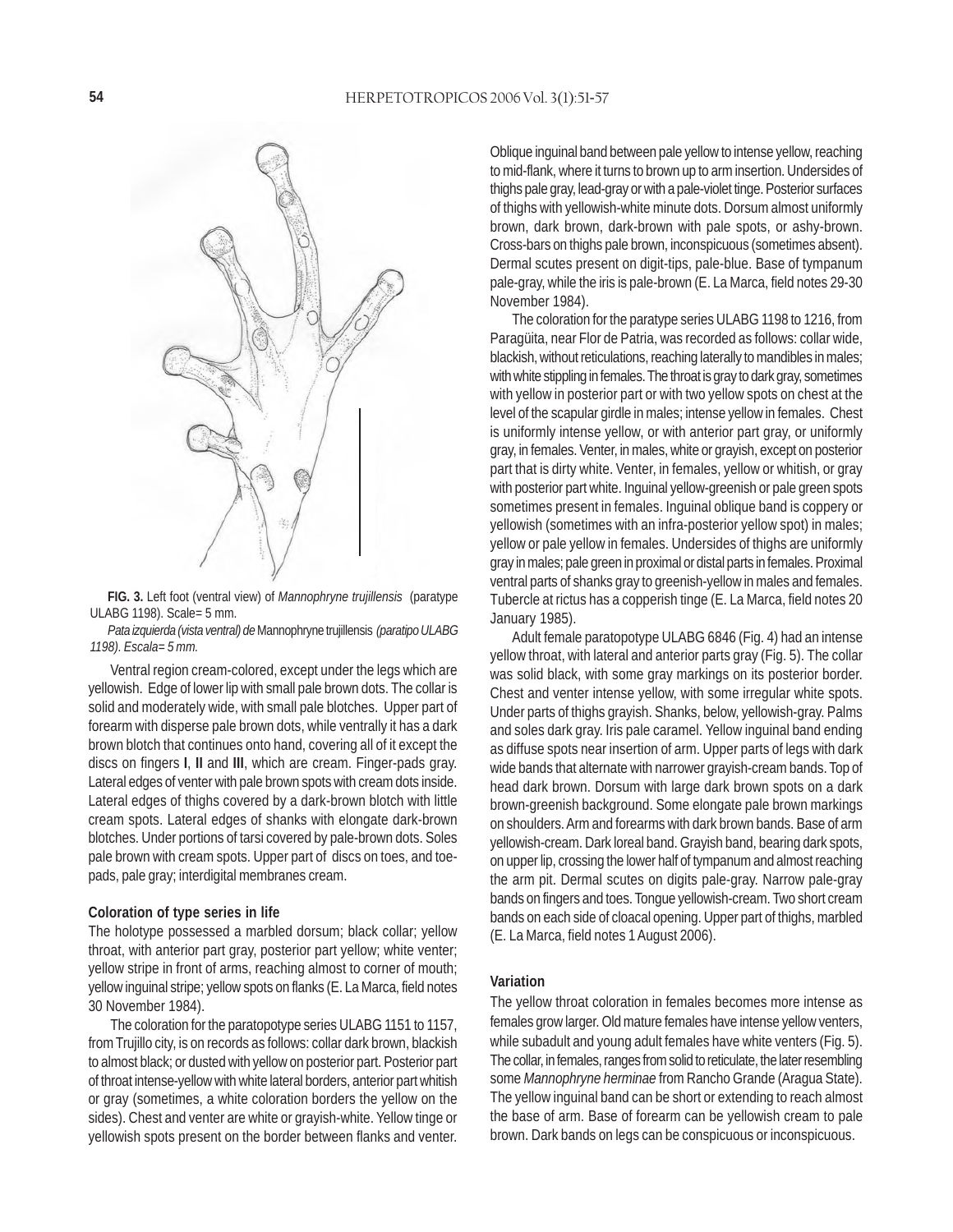**FIG. 3.** Left foot (ventral view) of *Mannophryne trujillensis* (paratype ULABG 1198). Scale= 5 mm.

*Pata izquierda (vista ventral) de* Mannophryne trujillensis *(paratipo ULABG 1198). Escala= 5 mm.*

Ventral region cream-colored, except under the legs which are yellowish. Edge of lower lip with small pale brown dots. The collar is solid and moderately wide, with small pale blotches. Upper part of forearm with disperse pale brown dots, while ventrally it has a dark brown blotch that continues onto hand, covering all of it except the discs on fingers **I**, **II** and **III**, which are cream. Finger-pads gray. Lateral edges of venter with pale brown spots with cream dots inside. Lateral edges of thighs covered by a dark-brown blotch with little cream spots. Lateral edges of shanks with elongate dark-brown blotches. Under portions of tarsi covered by pale-brown dots. Soles pale brown with cream spots. Upper part of discs on toes, and toe-pads, pale gray; interdigital membranes cream.

**Coloration of type series in life**

The holotype possessed a marbled dorsum; black collar; yellow throat, with anterior part gray, posterior part yellow; white venter; yellow stripe in front of arms, reaching almost to corner of mouth; yellow inguinal stripe; yellow spots on flanks (E. La Marca, field notes 30 November 1984).

The coloration for the paratopotype series ULABG 1151 to 1157, from Trujillo city, is on records as follows: collar dark brown, blackish to almost black; or dusted with yellow on posterior part. Posterior part of throat intense-yellow with white lateral borders, anterior part whitish or gray (sometimes, a white coloration borders the yellow on the sides). Chest and venter are white or grayish-white. Yellow tinge or yellowish spots present on the border between flanks and venter. Oblique inguinal band between pale yellow to intense yellow, reaching to mid-flank, where it turns to brown up to arm insertion. Undersides of thighs pale gray, lead-gray or with a pale-violet tinge. Posterior surfaces of thighs with yellowish-white minute dots. Dorsum almost uniformly brown, dark brown, dark-brown with pale spots, or ashy-brown. Cross-bars on thighs pale brown, inconspicuous (sometimes absent). Dermal scutes present on digit-tips, pale-blue. Base of tympanum pale-gray, while the iris is pale-brown (E. La Marca, field notes 29-30 November 1984).

The coloration for the paratype series ULABG 1198 to 1216, from Paragüita, near Flor de Patria, was recorded as follows: collar wide, blackish, without reticulations, reaching laterally to mandibles in males; with white stippling in females. The throat is gray to dark gray, sometimes with yellow in posterior part or with two yellow spots on chest at the level of the scapular girdle in males; intense yellow in females. Chest is uniformly intense yellow, or with anterior part gray, or uniformly gray, in females. Venter, in males, white or grayish, except on posterior part that is dirty white. Venter, in females, yellow or whitish, or gray with posterior part white. Inguinal yellow-greenish or pale green spots sometimes present in females. Inguinal oblique band is coppery or yellowish (sometimes with an infra-posterior yellow spot) in males; yellow or pale yellow in females. Undersides of thighs are uniformly gray in males; pale green in proximal or distal parts in females. Proximal ventral parts of shanks gray to greenish-yellow in males and females. Tubercle at rictus has a copperish tinge (E. La Marca, field notes 20 January 1985).

Adult female paratopotype ULABG 6846 (Fig. 4) had an intense yellow throat, with lateral and anterior parts gray (Fig. 5). The collar was solid black, with some gray markings on its posterior border. Chest and venter intense yellow, with some irregular white spots. Under parts of thighs grayish. Shanks, below, yellowish-gray. Palms and soles dark gray. Iris pale caramel. Yellow inguinal band ending as diffuse spots near insertion of arm. Upper parts of legs with dark wide bands that alternate with narrower grayish-cream bands. Top of head dark brown. Dorsum with large dark brown spots on a dark brown-greenish background. Some elongate pale brown markings on shoulders. Arm and forearms with dark brown bands. Base of arm yellowish-cream. Dark loreal band. Grayish band, bearing dark spots, on upper lip, crossing the lower half of tympanum and almost reaching the arm pit. Dermal scutes on digits pale-gray. Narrow pale-gray bands on fingers and toes. Tongue yellowish-cream. Two short cream bands on each side of cloacal opening. Upper part of thighs, marbled (E. La Marca, field notes 1 August 2006).

**Variation**

The yellow throat coloration in females becomes more intense as females grow larger. Old mature females have intense yellow venters, while subadult and young adult females have white venters (Fig. 5). The collar, in females, ranges from solid to reticulate, the later resembling some *Mannophryne herminae* from Rancho Grande (Aragua State). The yellow inguinal band can be short or extending to reach almost the base of arm. Base of forearm can be yellowish cream to pale brown. Dark bands on legs can be conspicuous or inconspicuous.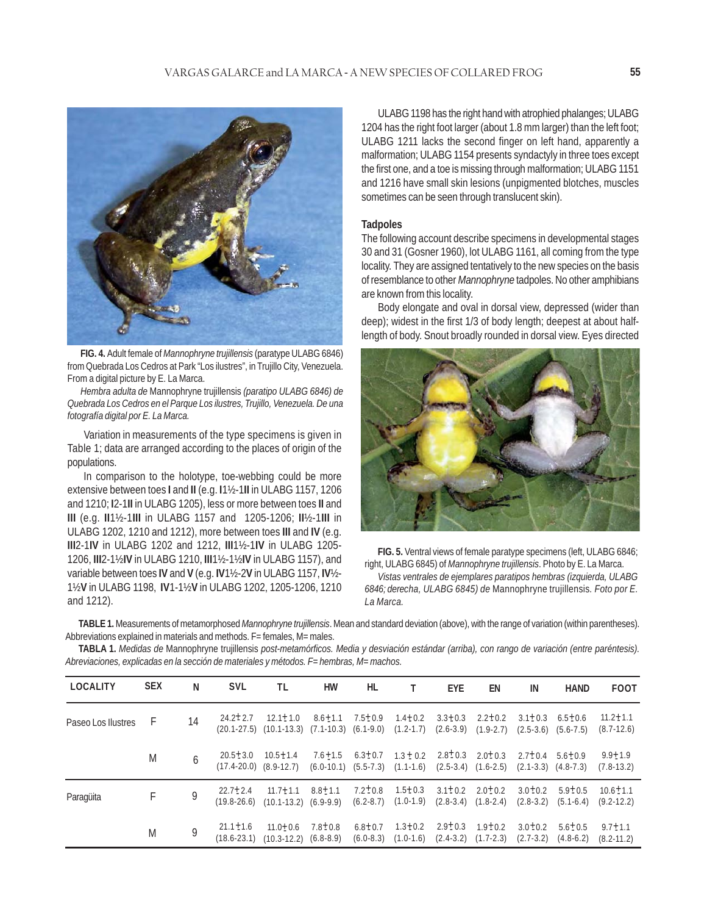**FIG. 4.** Adult female of *Mannophryne trujillensis* (paratype ULABG 6846) from Quebrada Los Cedros at Park "Los ilustres", in Trujillo City, Venezuela. From a digital picture by E. La Marca.

*Hembra adulta de* Mannophryne trujillensis *(paratipo ULABG 6846) de Quebrada Los Cedros en el Parque Los ilustres, Trujillo, Venezuela. De una fotografía digital por E. La Marca.*

Variation in measurements of the type specimens is given in Table 1; data are arranged according to the places of origin of the populations.

In comparison to the holotype, toe-webbing could be more extensive between toes **I** and **II** (e.g. **I**1½-1**II** in ULABG 1157, 1206 and 1210; **I**2-1**II** in ULABG 1205), less or more between toes **II** and **III** (e.g. **II**1½-1**III** in ULABG 1157 and 1205-1206; **II**½-1**III** in ULABG 1202, 1210 and 1212), more between toes **III** and **IV** (e.g. **III**2-1**IV** in ULABG 1202 and 1212, **III**1½-1**IV** in ULABG 1205-1206, **III**2-1½**IV** in ULABG 1210, **III**1½-1½**IV** in ULABG 1157), and variable between toes **IV** and **V** (e.g. **IV**1½-2**V** in ULABG 1157, **IV**½-1½**V** in ULABG 1198, **IV**1-1½**V** in ULABG 1202, 1205-1206, 1210 and 1212).

ULABG 1198 has the right hand with atrophied phalanges; ULABG 1204 has the right foot larger (about 1.8 mm larger) than the left foot; ULABG 1211 lacks the second finger on left hand, apparently a malformation; ULABG 1154 presents syndactyly in three toes except the first one, and a toe is missing through malformation; ULABG 1151 and 1216 have small skin lesions (unpigmented blotches, muscles sometimes can be seen through translucent skin).

### Tadpoles

The following account describe specimens in developmental stages 30 and 31 (Gosner 1960), lot ULABG 1161, all coming from the type locality. They are assigned tentatively to the new species on the basis of resemblance to other *Mannophryne* tadpoles. No other amphibians are known from this locality.

Body elongate and oval in dorsal view, depressed (wider than deep); widest in the first 1/3 of body length; deepest at about half-length of body. Snout broadly rounded in dorsal view. Eyes directed

**FIG. 5.** Ventral views of female paratype specimens (left, ULABG 6846; right, ULABG 6845) of *Mannophryne trujillensis*. Photo by E. La Marca.

*Vistas ventrales de ejemplares paratipos hembras (izquierda, ULABG 6846; derecha, ULABG 6845) de* Mannophryne trujillensis. *Foto por E. La Marca.*

**TABLE 1.** Measurements of metamorphosed *Mannophryne trujillensis*. Mean and standard deviation (above), with the range of variation (within parentheses). Abbreviations explained in materials and methods. F= females, M= males.

**TABLA 1.** *Medidas de* Mannophryne trujillensis *post-metamórficos. Media y desviación estándar (arriba), con rango de variación (entre paréntesis). Abreviaciones, explicadas en la sección de materiales y métodos. F= hembras, M= machos.*

| LOCALITY | SEX | N | SVL | TL | HW | HL | T | EYE | EN | IN | HAND | FOOT |
|---|---|---|---|---|---|---|---|---|---|---|---|---|
| Paseo Los Ilustres | F | 14 | 24.2±2.7 (20.1-27.5) | 12.1±1.0 (10.1-13.3) | 8.6±1.1 (7.1-10.3) | 7.5±0.9 (6.1-9.0) | 1.4±0.2 (1.2-1.7) | 3.3±0.3 (2.6-3.9) | 2.2±0.2 (1.9-2.7) | 3.1±0.3 (2.5-3.6) | 6.5±0.6 (5.6-7.5) | 11.2±1.1 (8.7-12.6) |
| | M | 6 | 20.5±3.0 (17.4-20.0) | 10.5±1.4 (8.9-12.7) | 7.6±1.5 (6.0-10.1) | 6.3±0.7 (5.5-7.3) | 1.3 ± 0.2 (1.1-1.6) | 2.8±0.3 (2.5-3.4) | 2.0±0.3 (1.6-2.5) | 2.7±0.4 (2.1-3.3) | 5.6±0.9 (4.8-7.3) | 9.9±1.9 (7.8-13.2) |
| Paragüita | F | 9 | 22.7±2.4 (19.8-26.6) | 11.7±1.1 (10.1-13.2) | 8.8±1.1 (6.9-9.9) | 7.2±0.8 (6.2-8.7) | 1.5±0.3 (1.0-1.9) | 3.1±0.2 (2.8-3.4) | 2.0±0.2 (1.8-2.4) | 3.0±0.2 (2.8-3.2) | 5.9±0.5 (5.1-6.4) | 10.6±1.1 (9.2-12.2) |
| | M | 9 | 21.1±1.6 (18.6-23.1) | 11.0±0.6 (10.3-12.2) | 7.8±0.8 (6.8-8.9) | 6.8±0.7 (6.0-8.3) | 1.3±0.2 (1.0-1.6) | 2.9±0.3 (2.4-3.2) | 1.9±0.2 (1.7-2.3) | 3.0±0.2 (2.7-3.2) | 5.6±0.5 (4.8-6.2) | 9.7±1.1 (8.2-11.2) |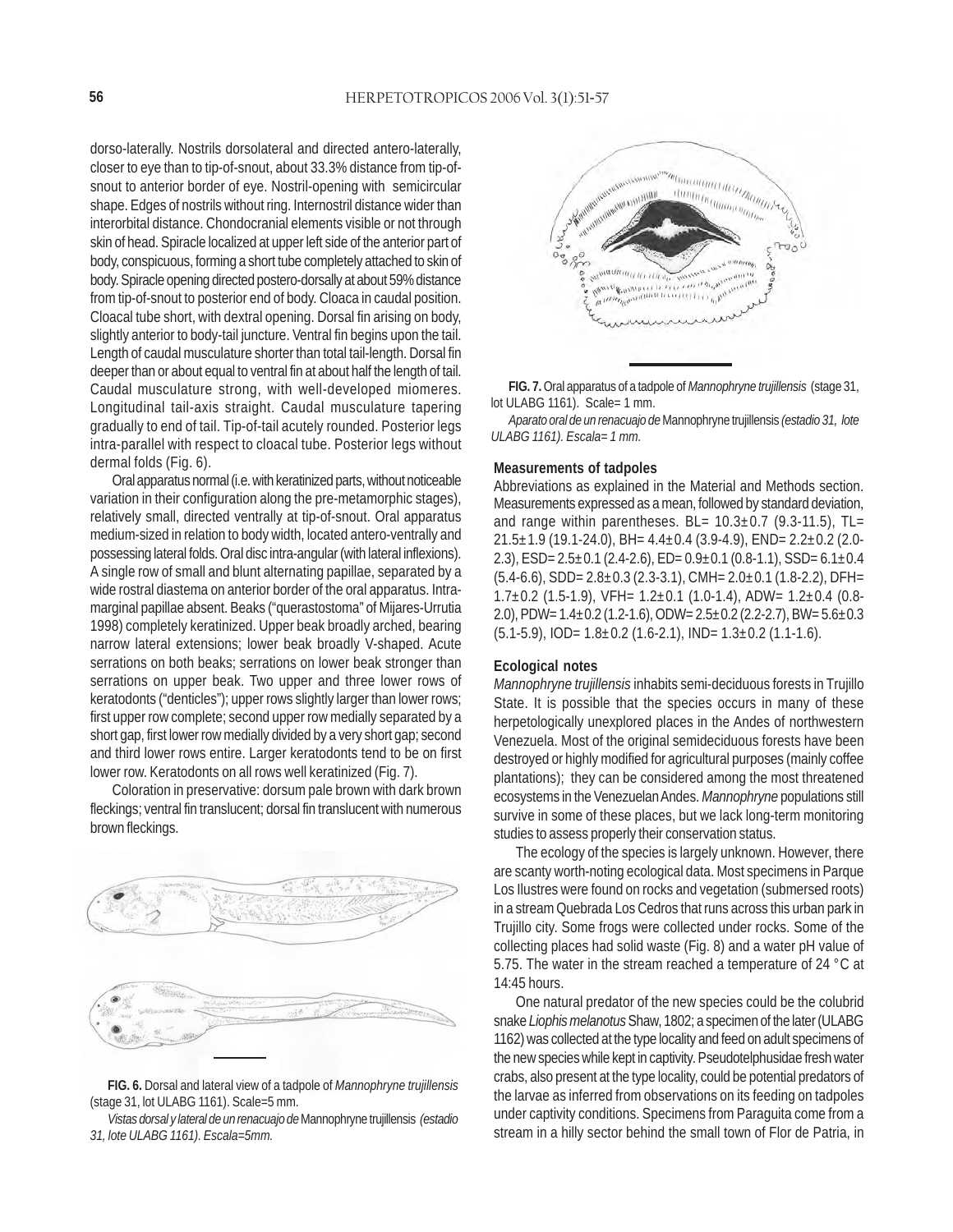dorso-laterally. Nostrils dorsolateral and directed antero-laterally, closer to eye than to tip-of-snout, about 33.3% distance from tip-of-snout to anterior border of eye. Nostril-opening with semicircular shape. Edges of nostrils without ring. Internostril distance wider than interorbital distance. Chondocranial elements visible or not through skin of head. Spiracle localized at upper left side of the anterior part of body, conspicuous, forming a short tube completely attached to skin of body. Spiracle opening directed postero-dorsally at about 59% distance from tip-of-snout to posterior end of body. Cloaca in caudal position. Cloacal tube short, with dextral opening. Dorsal fin arising on body, slightly anterior to body-tail juncture. Ventral fin begins upon the tail. Length of caudal musculature shorter than total tail-length. Dorsal fin deeper than or about equal to ventral fin at about half the length of tail. Caudal musculature strong, with well-developed miomeres. Longitudinal tail-axis straight. Caudal musculature tapering gradually to end of tail. Tip-of-tail acutely rounded. Posterior legs intra-parallel with respect to cloacal tube. Posterior legs without dermal folds (Fig. 6).

Oral apparatus normal (i.e. with keratinized parts, without noticeable variation in their configuration along the pre-metamorphic stages), relatively small, directed ventrally at tip-of-snout. Oral apparatus medium-sized in relation to body width, located antero-ventrally and possessing lateral folds. Oral disc intra-angular (with lateral inflexions). A single row of small and blunt alternating papillae, separated by a wide rostral diastema on anterior border of the oral apparatus. Intra-marginal papillae absent. Beaks ("querastostoma" of Mijares-Urrutia 1998) completely keratinized. Upper beak broadly arched, bearing narrow lateral extensions; lower beak broadly V-shaped. Acute serrations on both beaks; serrations on lower beak stronger than serrations on upper beak. Two upper and three lower rows of keratodonts ("denticles"); upper rows slightly larger than lower rows; first upper row complete; second upper row medially separated by a short gap, first lower row medially divided by a very short gap; second and third lower rows entire. Larger keratodonts tend to be on first lower row. Keratodonts on all rows well keratinized (Fig. 7).

Coloration in preservative: dorsum pale brown with dark brown fleckings; ventral fin translucent; dorsal fin translucent with numerous brown fleckings.

**FIG. 6.** Dorsal and lateral view of a tadpole of *Mannophryne trujillensis* (stage 31, lot ULABG 1161). Scale=5 mm.

*Vistas dorsal y lateral de un renacuajo de* Mannophryne trujillensis *(estadio 31, lote ULABG 1161). Escala=5mm.*

**FIG. 7.** Oral apparatus of a tadpole of *Mannophryne trujillensis* (stage 31, lot ULABG 1161). Scale= 1 mm.

*Aparato oral de un renacuajo de* Mannophryne trujillensis *(estadio 31, lote ULABG 1161). Escala= 1 mm.*

#### Measurements of tadpoles

Abbreviations as explained in the Material and Methods section. Measurements expressed as a mean, followed by standard deviation, and range within parentheses. BL= 10.3±0.7 (9.3-11.5), TL= 21.5±1.9 (19.1-24.0), BH= 4.4±0.4 (3.9-4.9), END= 2.2±0.2 (2.0-2.3), ESD= 2.5±0.1 (2.4-2.6), ED= 0.9±0.1 (0.8-1.1), SSD= 6.1±0.4 (5.4-6.6), SDD= 2.8±0.3 (2.3-3.1), CMH= 2.0±0.1 (1.8-2.2), DFH= 1.7±0.2 (1.5-1.9), VFH= 1.2±0.1 (1.0-1.4), ADW= 1.2±0.4 (0.8-2.0), PDW= 1.4±0.2 (1.2-1.6), ODW= 2.5±0.2 (2.2-2.7), BW= 5.6±0.3 (5.1-5.9), IOD= 1.8±0.2 (1.6-2.1), IND= 1.3±0.2 (1.1-1.6).

#### Ecological notes

*Mannophryne trujillensis* inhabits semi-deciduous forests in Trujillo State. It is possible that the species occurs in many of these herpetologically unexplored places in the Andes of northwestern Venezuela. Most of the original semideciduous forests have been destroyed or highly modified for agricultural purposes (mainly coffee plantations); they can be considered among the most threatened ecosystems in the Venezuelan Andes. *Mannophryne* populations still survive in some of these places, but we lack long-term monitoring studies to assess properly their conservation status.

The ecology of the species is largely unknown. However, there are scanty worth-noting ecological data. Most specimens in Parque Los Ilustres were found on rocks and vegetation (submersed roots) in a stream Quebrada Los Cedros that runs across this urban park in Trujillo city. Some frogs were collected under rocks. Some of the collecting places had solid waste (Fig. 8) and a water pH value of 5.75. The water in the stream reached a temperature of 24 °C at 14:45 hours.

One natural predator of the new species could be the colubrid snake *Liophis melanotus* Shaw, 1802; a specimen of the later (ULABG 1162) was collected at the type locality and feed on adult specimens of the new species while kept in captivity. Pseudotelphusidae fresh water crabs, also present at the type locality, could be potential predators of the larvae as inferred from observations on its feeding on tadpoles under captivity conditions. Specimens from Paraguita come from a stream in a hilly sector behind the small town of Flor de Patria, in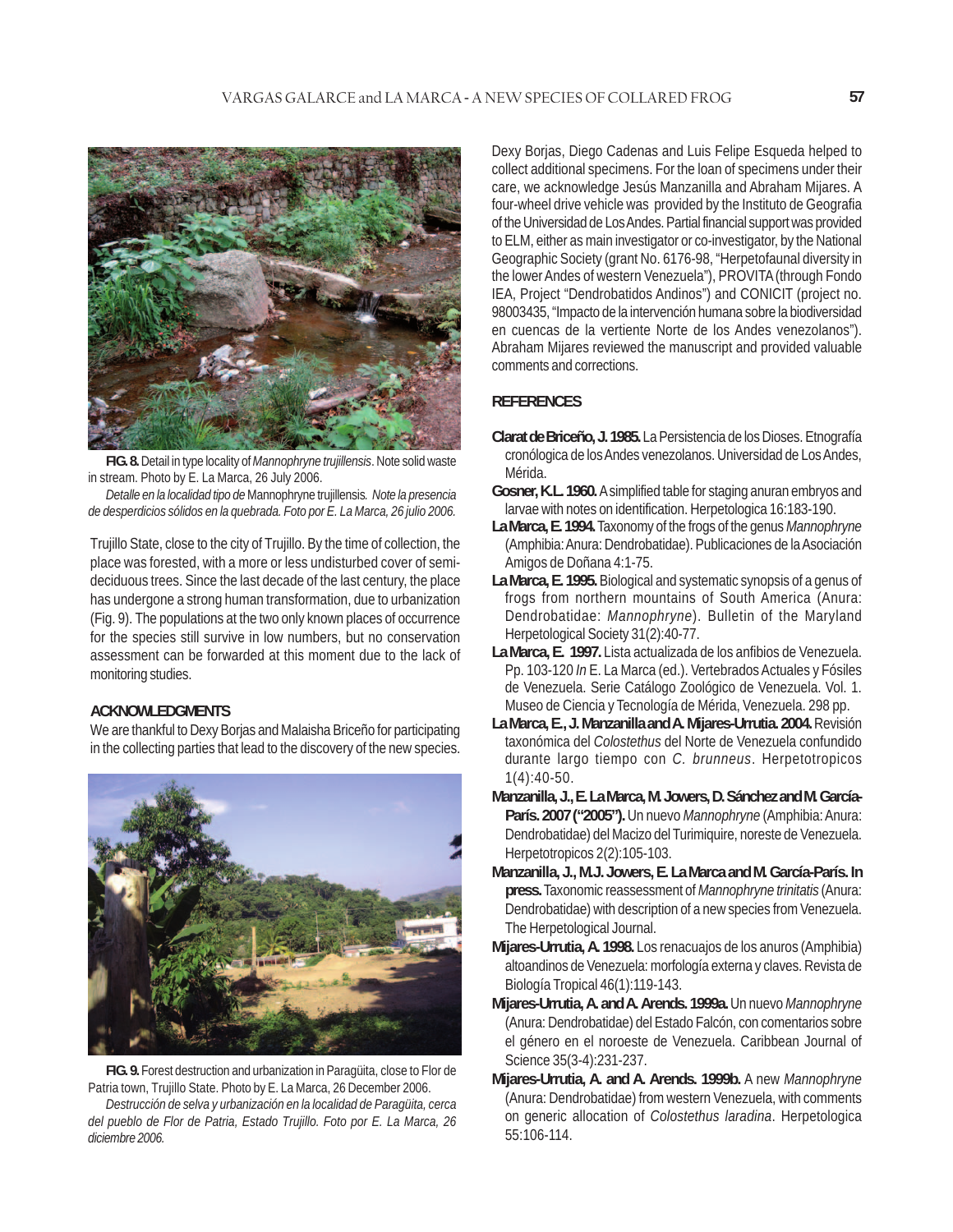**FIG. 8.** Detail in type locality of *Mannophryne trujillensis*. Note solid waste in stream. Photo by E. La Marca, 26 July 2006.

*Detalle en la localidad tipo de* Mannophryne trujillensis*. Note la presencia de desperdicios sólidos en la quebrada. Foto por E. La Marca, 26 julio 2006.*

Trujillo State, close to the city of Trujillo. By the time of collection, the place was forested, with a more or less undisturbed cover of semi-deciduous trees. Since the last decade of the last century, the place has undergone a strong human transformation, due to urbanization (Fig. 9). The populations at the two only known places of occurrence for the species still survive in low numbers, but no conservation assessment can be forwarded at this moment due to the lack of monitoring studies.

## ACKNOWLEDGMENTS

We are thankful to Dexy Borjas and Malaisha Briceño for participating in the collecting parties that lead to the discovery of the new species.

**FIG. 9.** Forest destruction and urbanization in Paragüita, close to Flor de Patria town, Trujillo State. Photo by E. La Marca, 26 December 2006.

*Destrucción de selva y urbanización en la localidad de Paragüita, cerca del pueblo de Flor de Patria, Estado Trujillo. Foto por E. La Marca, 26 diciembre 2006.*

Dexy Borjas, Diego Cadenas and Luis Felipe Esqueda helped to collect additional specimens. For the loan of specimens under their care, we acknowledge Jesús Manzanilla and Abraham Mijares. A four-wheel drive vehicle was provided by the Instituto de Geografia of the Universidad de Los Andes. Partial financial support was provided to ELM, either as main investigator or co-investigator, by the National Geographic Society (grant No. 6176-98, "Herpetofaunal diversity in the lower Andes of western Venezuela"), PROVITA (through Fondo IEA, Project "Dendrobatidos Andinos") and CONICIT (project no. 98003435, "Impacto de la intervención humana sobre la biodiversidad en cuencas de la vertiente Norte de los Andes venezolanos"). Abraham Mijares reviewed the manuscript and provided valuable comments and corrections.

## REFERENCES

**Clarat de Briceño, J. 1985.** La Persistencia de los Dioses. Etnografía cronólogica de los Andes venezolanos. Universidad de Los Andes, Mérida.

**Gosner, K.L. 1960.** A simplified table for staging anuran embryos and larvae with notes on identification. Herpetologica 16:183-190.

**La Marca, E. 1994.** Taxonomy of the frogs of the genus *Mannophryne* (Amphibia: Anura: Dendrobatidae). Publicaciones de la Asociación Amigos de Doñana 4:1-75.

**La Marca, E. 1995.** Biological and systematic synopsis of a genus of frogs from northern mountains of South America (Anura: Dendrobatidae: *Mannophryne*). Bulletin of the Maryland Herpetological Society 31(2):40-77.

**La Marca, E. 1997.** Lista actualizada de los anfibios de Venezuela. Pp. 103-120 *In* E. La Marca (ed.). Vertebrados Actuales y Fósiles de Venezuela. Serie Catálogo Zoológico de Venezuela. Vol. 1. Museo de Ciencia y Tecnología de Mérida, Venezuela. 298 pp.

**La Marca, E., J. Manzanilla and A. Mijares-Urrutia. 2004.** Revisión taxonómica del *Colostethus* del Norte de Venezuela confundido durante largo tiempo con *C. brunneus*. Herpetotropicos 1(4):40-50.

**Manzanilla, J., E. La Marca, M. Jowers, D. Sánchez and M. García-París. 2007 ("2005").** Un nuevo *Mannophryne* (Amphibia: Anura: Dendrobatidae) del Macizo del Turimiquire, noreste de Venezuela. Herpetotropicos 2(2):105-103.

**Manzanilla, J., M.J. Jowers, E. La Marca and M. García-París. In press.** Taxonomic reassessment of *Mannophryne trinitatis* (Anura: Dendrobatidae) with description of a new species from Venezuela. The Herpetological Journal.

**Mijares-Urrutia, A. 1998.** Los renacuajos de los anuros (Amphibia) altoandinos de Venezuela: morfología externa y claves. Revista de Biología Tropical 46(1):119-143.

**Mijares-Urrutia, A. and A. Arends. 1999a.** Un nuevo *Mannophryne* (Anura: Dendrobatidae) del Estado Falcón, con comentarios sobre el género en el noroeste de Venezuela. Caribbean Journal of Science 35(3-4):231-237.

**Mijares-Urrutia, A. and A. Arends. 1999b.** A new *Mannophryne* (Anura: Dendrobatidae) from western Venezuela, with comments on generic allocation of *Colostethus laradina*. Herpetologica 55:106-114.